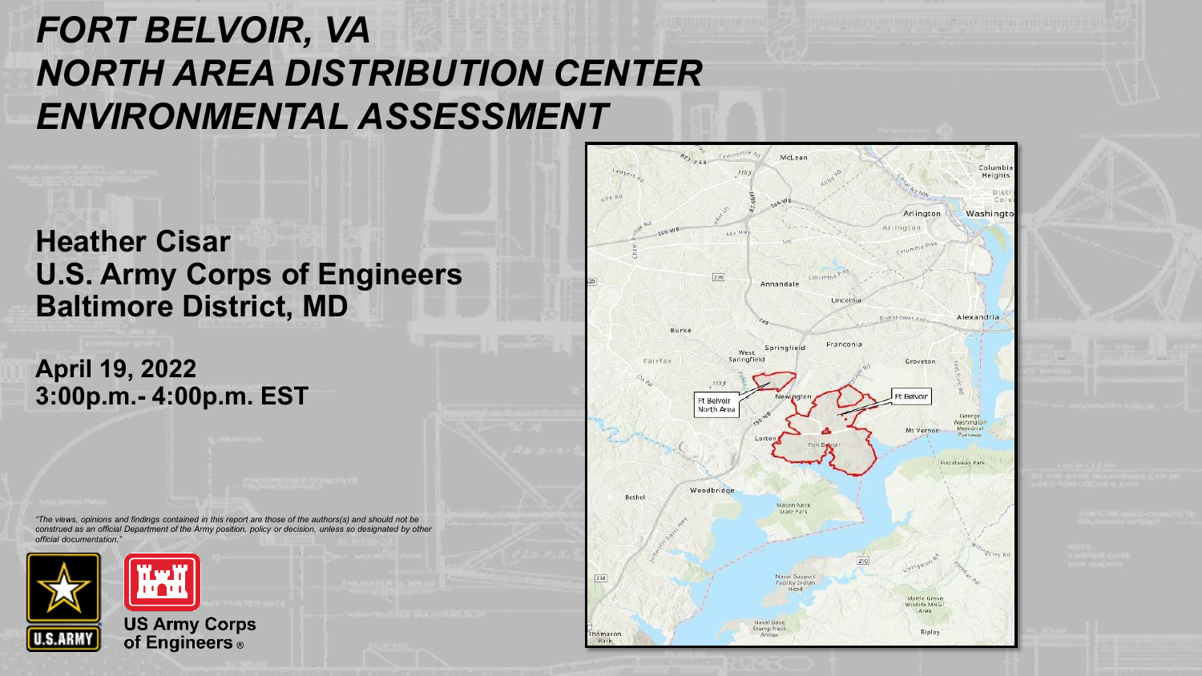# FORT BELVOIR, VA NORTH AREA DISTRIBUTION CENTER ENVIRONMENTAL ASSESSMENT

**Heather Cisar**
**U.S. Army Corps of Engineers**
**Baltimore District, MD**

**April 19, 2022**
**3:00p.m.- 4:00p.m. EST**

*"The views, opinions and findings contained in this report are those of the authors(s) and should not be construed as an official Department of the Army position, policy or decision, unless so designated by other official documentation."*

U.S. ARMY

US Army Corps of Engineers®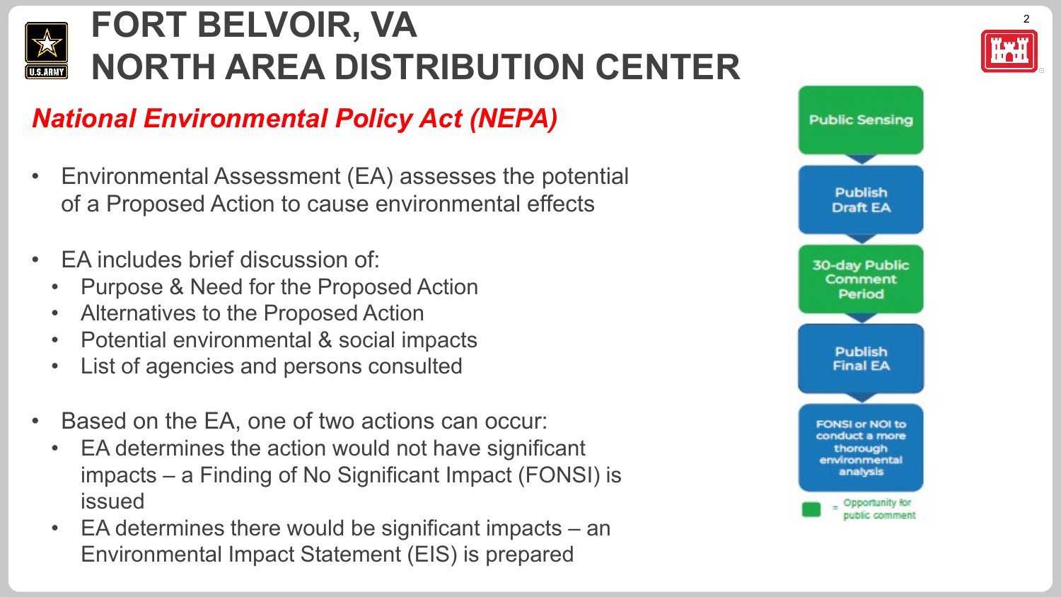# FORT BELVOIR, VA
# NORTH AREA DISTRIBUTION CENTER

## *National Environmental Policy Act (NEPA)*

- Environmental Assessment (EA) assesses the potential of a Proposed Action to cause environmental effects

- EA includes brief discussion of:
  - Purpose & Need for the Proposed Action
  - Alternatives to the Proposed Action
  - Potential environmental & social impacts
  - List of agencies and persons consulted

- Based on the EA, one of two actions can occur:
  - EA determines the action would not have significant impacts – a Finding of No Significant Impact (FONSI) is issued
  - EA determines there would be significant impacts – an Environmental Impact Statement (EIS) is prepared

Public Sensing

Publish Draft EA

30-day Public Comment Period

Publish Final EA

FONSI or NOI to conduct a more thorough environmental analysis

= Opportunity for public comment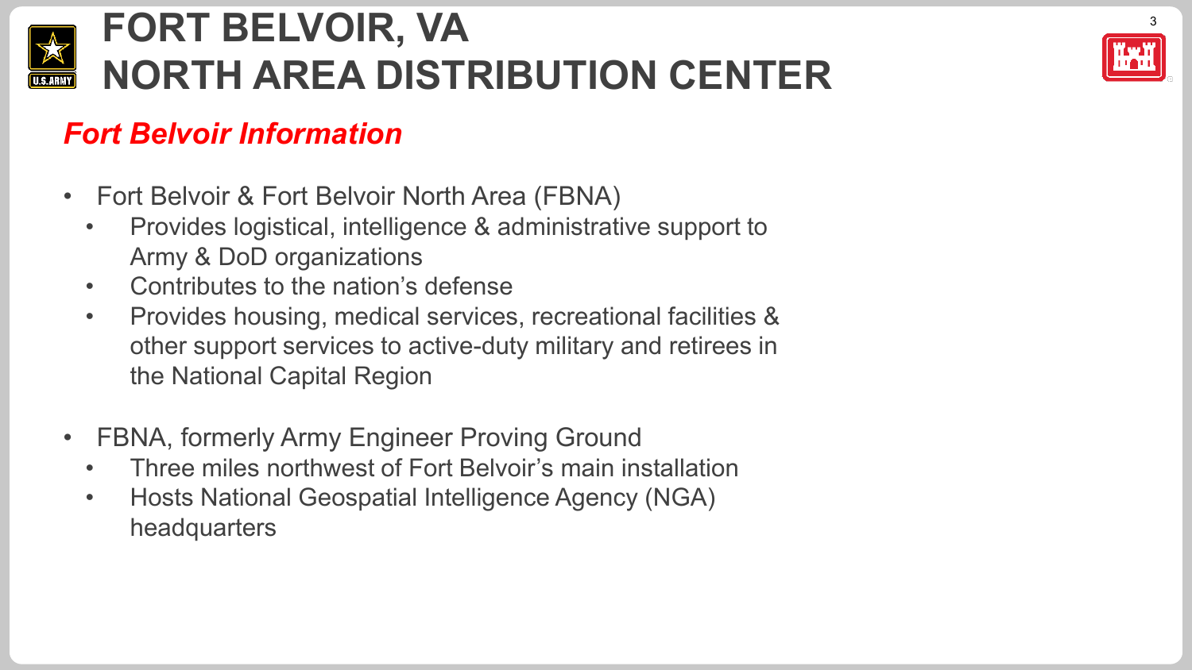# FORT BELVOIR, VA
# NORTH AREA DISTRIBUTION CENTER

## *Fort Belvoir Information*

- Fort Belvoir & Fort Belvoir North Area (FBNA)
  - Provides logistical, intelligence & administrative support to Army & DoD organizations
  - Contributes to the nation's defense
  - Provides housing, medical services, recreational facilities & other support services to active-duty military and retirees in the National Capital Region

- FBNA, formerly Army Engineer Proving Ground
  - Three miles northwest of Fort Belvoir's main installation
  - Hosts National Geospatial Intelligence Agency (NGA) headquarters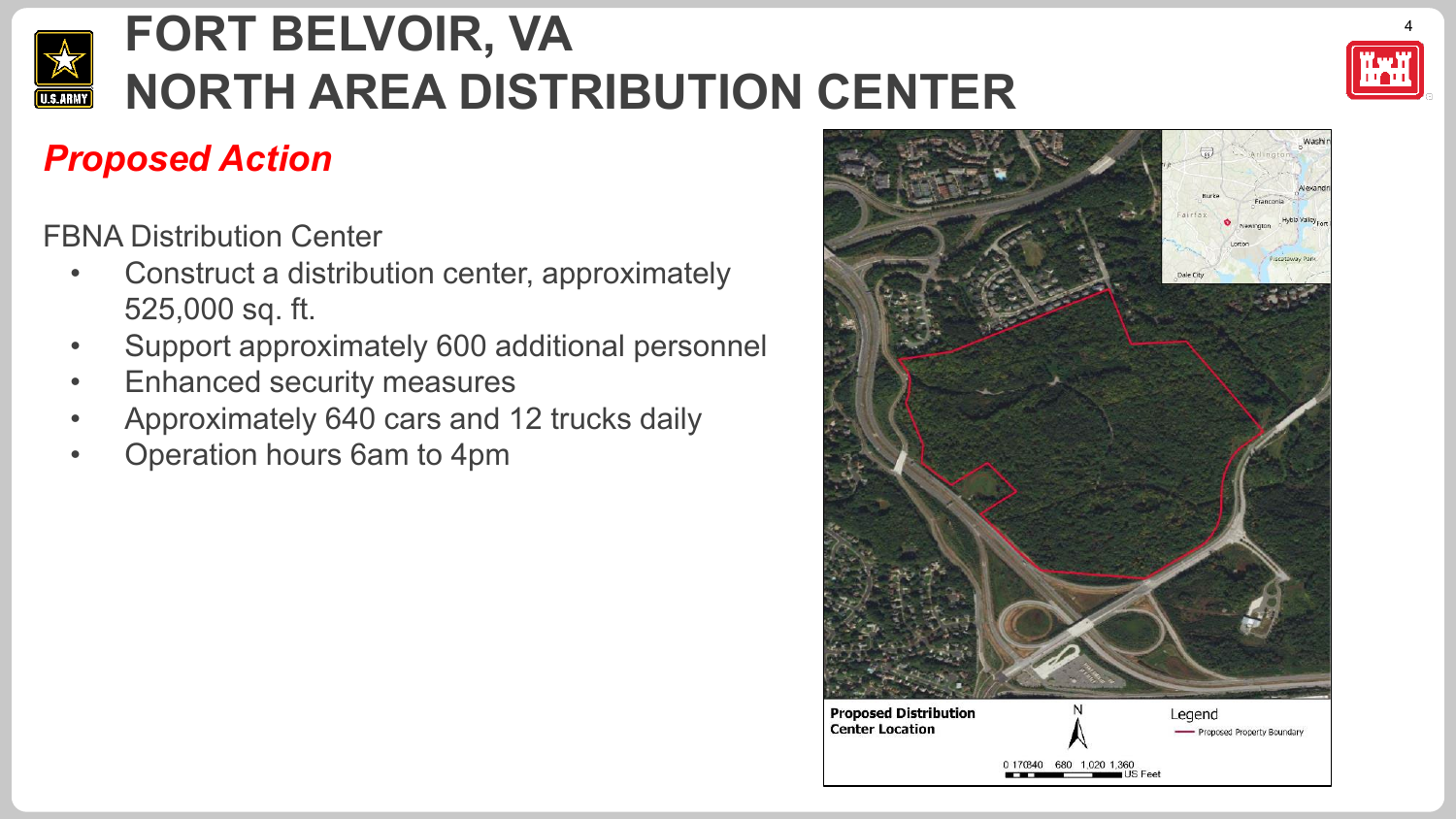# FORT BELVOIR, VA
# NORTH AREA DISTRIBUTION CENTER

## *Proposed Action*

FBNA Distribution Center

- Construct a distribution center, approximately 525,000 sq. ft.
- Support approximately 600 additional personnel
- Enhanced security measures
- Approximately 640 cars and 12 trucks daily
- Operation hours 6am to 4pm

**Proposed Distribution Center Location**

Legend: Proposed Property Boundary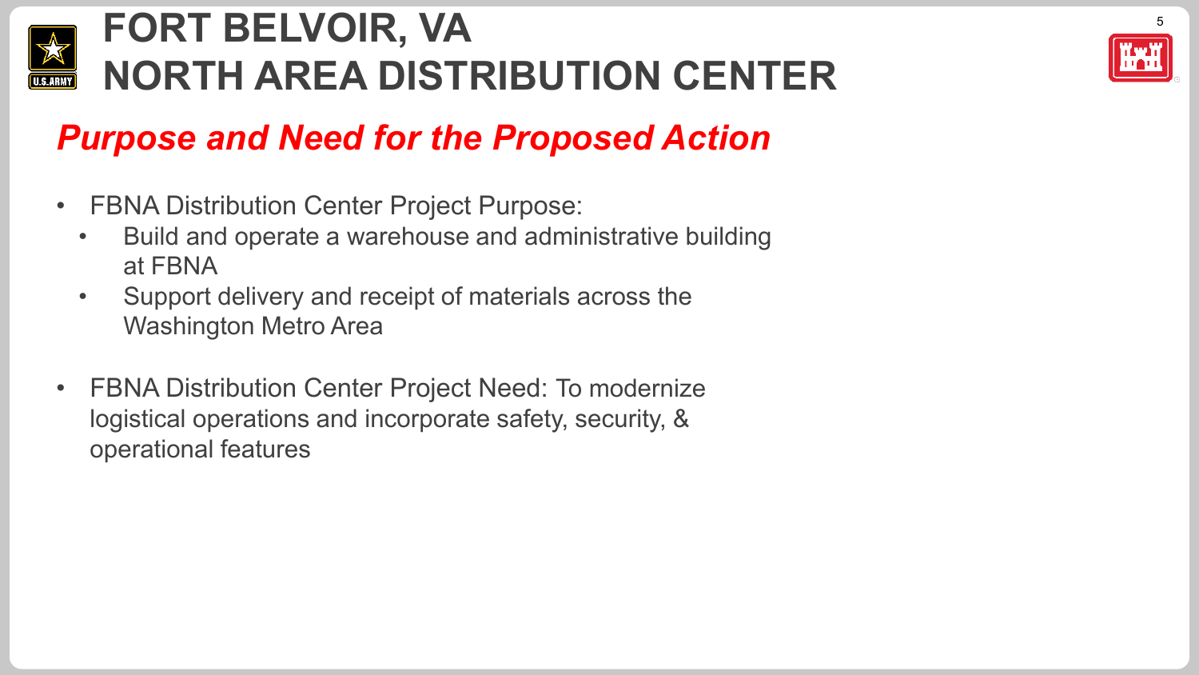# FORT BELVOIR, VA
# NORTH AREA DISTRIBUTION CENTER

## *Purpose and Need for the Proposed Action*

- FBNA Distribution Center Project Purpose:
  - Build and operate a warehouse and administrative building at FBNA
  - Support delivery and receipt of materials across the Washington Metro Area

- FBNA Distribution Center Project Need: To modernize logistical operations and incorporate safety, security, & operational features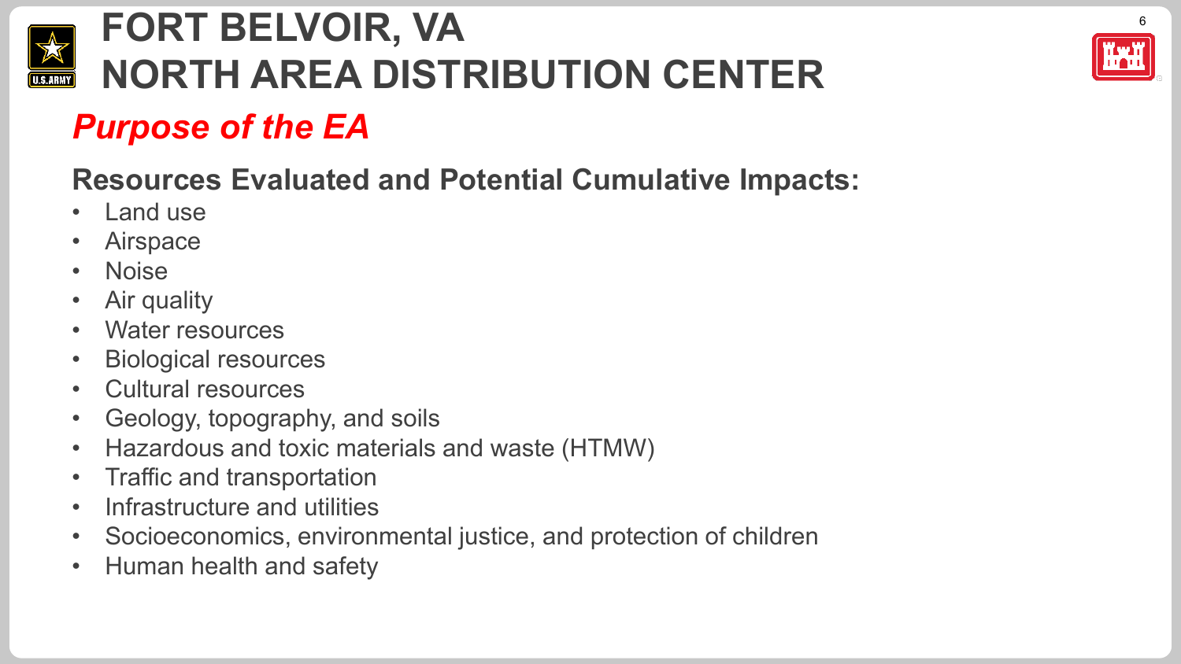# FORT BELVOIR, VA
# NORTH AREA DISTRIBUTION CENTER

## *Purpose of the EA*

### Resources Evaluated and Potential Cumulative Impacts:

- Land use
- Airspace
- Noise
- Air quality
- Water resources
- Biological resources
- Cultural resources
- Geology, topography, and soils
- Hazardous and toxic materials and waste (HTMW)
- Traffic and transportation
- Infrastructure and utilities
- Socioeconomics, environmental justice, and protection of children
- Human health and safety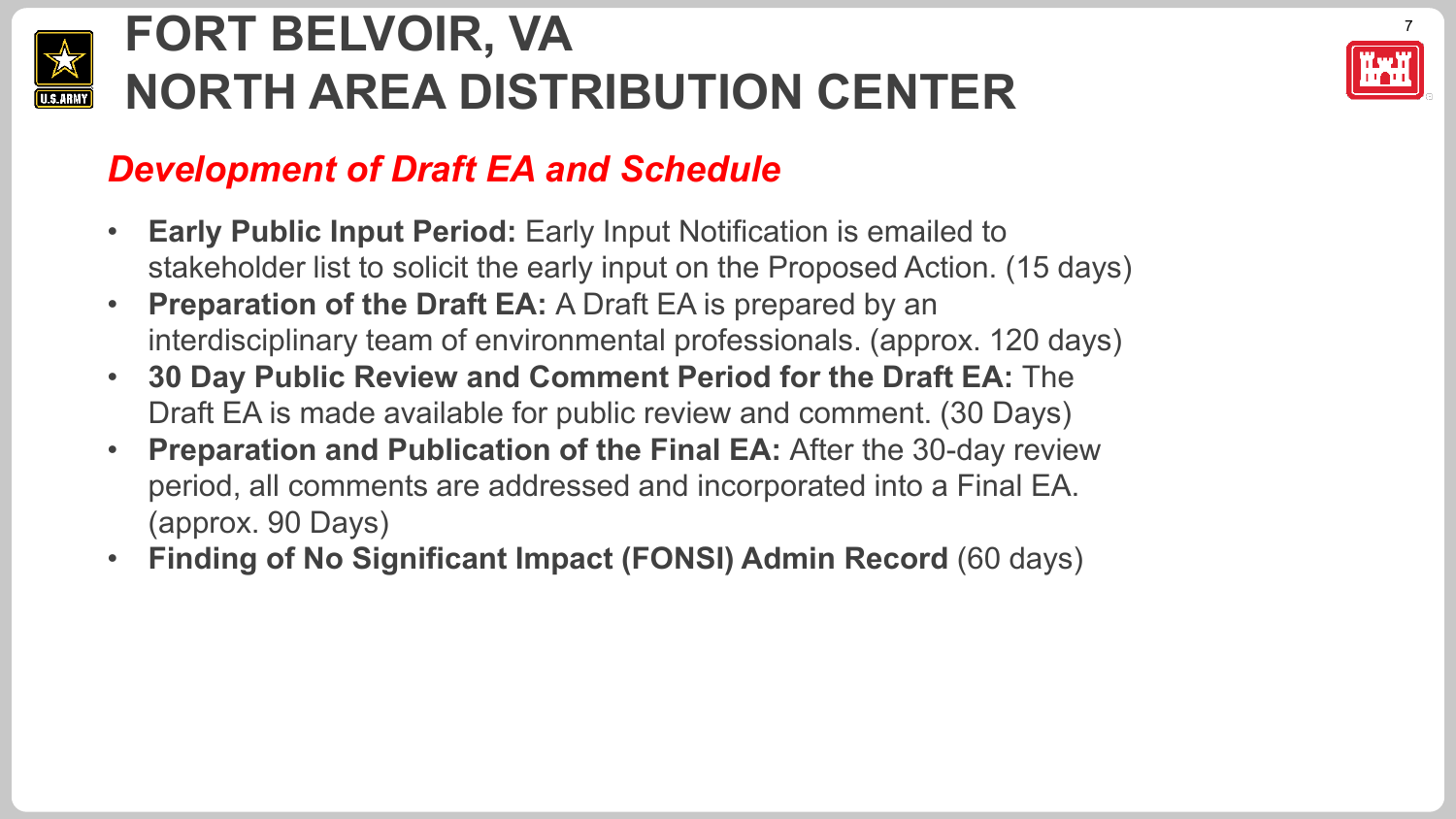# FORT BELVOIR, VA
# NORTH AREA DISTRIBUTION CENTER

## *Development of Draft EA and Schedule*

- **Early Public Input Period:** Early Input Notification is emailed to stakeholder list to solicit the early input on the Proposed Action. (15 days)
- **Preparation of the Draft EA:** A Draft EA is prepared by an interdisciplinary team of environmental professionals. (approx. 120 days)
- **30 Day Public Review and Comment Period for the Draft EA:** The Draft EA is made available for public review and comment. (30 Days)
- **Preparation and Publication of the Final EA:** After the 30-day review period, all comments are addressed and incorporated into a Final EA. (approx. 90 Days)
- **Finding of No Significant Impact (FONSI) Admin Record** (60 days)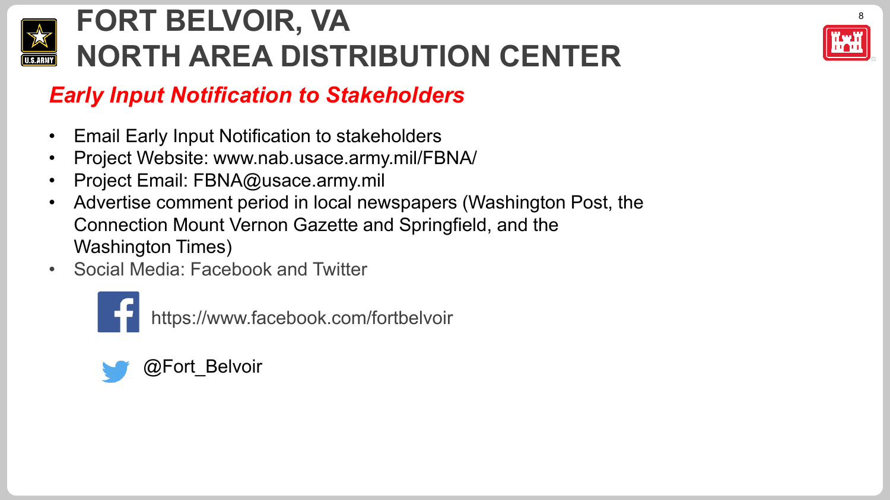# FORT BELVOIR, VA
# NORTH AREA DISTRIBUTION CENTER

## *Early Input Notification to Stakeholders*

- Email Early Input Notification to stakeholders
- Project Website: www.nab.usace.army.mil/FBNA/
- Project Email: FBNA@usace.army.mil
- Advertise comment period in local newspapers (Washington Post, the Connection Mount Vernon Gazette and Springfield, and the Washington Times)
- Social Media: Facebook and Twitter

https://www.facebook.com/fortbelvoir

@Fort_Belvoir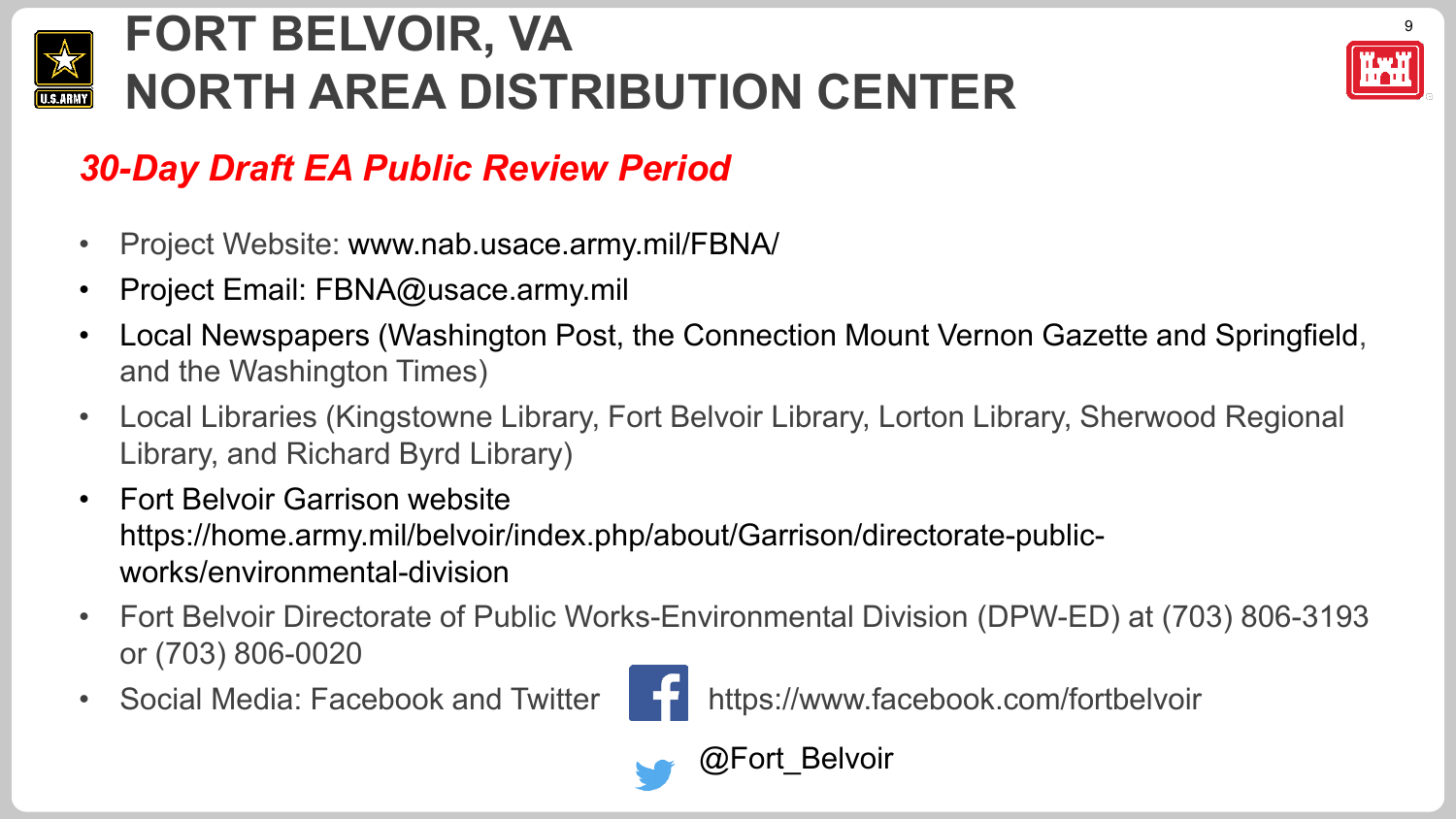# FORT BELVOIR, VA
# NORTH AREA DISTRIBUTION CENTER

## *30-Day Draft EA Public Review Period*

- Project Website: www.nab.usace.army.mil/FBNA/
- Project Email: FBNA@usace.army.mil
- Local Newspapers (Washington Post, the Connection Mount Vernon Gazette and Springfield, and the Washington Times)
- Local Libraries (Kingstowne Library, Fort Belvoir Library, Lorton Library, Sherwood Regional Library, and Richard Byrd Library)
- Fort Belvoir Garrison website https://home.army.mil/belvoir/index.php/about/Garrison/directorate-public-works/environmental-division
- Fort Belvoir Directorate of Public Works-Environmental Division (DPW-ED) at (703) 806-3193 or (703) 806-0020
- Social Media: Facebook and Twitter https://www.facebook.com/fortbelvoir @Fort_Belvoir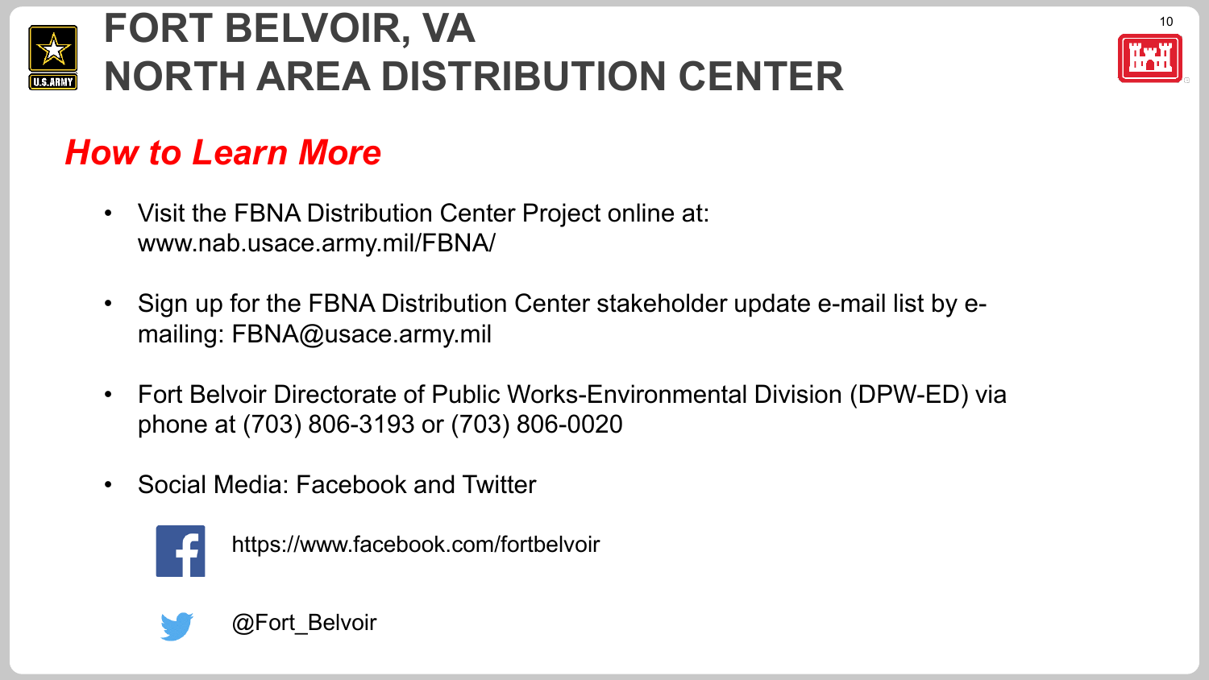# FORT BELVOIR, VA
# NORTH AREA DISTRIBUTION CENTER

## *How to Learn More*

- Visit the FBNA Distribution Center Project online at: www.nab.usace.army.mil/FBNA/
- Sign up for the FBNA Distribution Center stakeholder update e-mail list by e-mailing: FBNA@usace.army.mil
- Fort Belvoir Directorate of Public Works-Environmental Division (DPW-ED) via phone at (703) 806-3193 or (703) 806-0020
- Social Media: Facebook and Twitter

  https://www.facebook.com/fortbelvoir

  @Fort_Belvoir